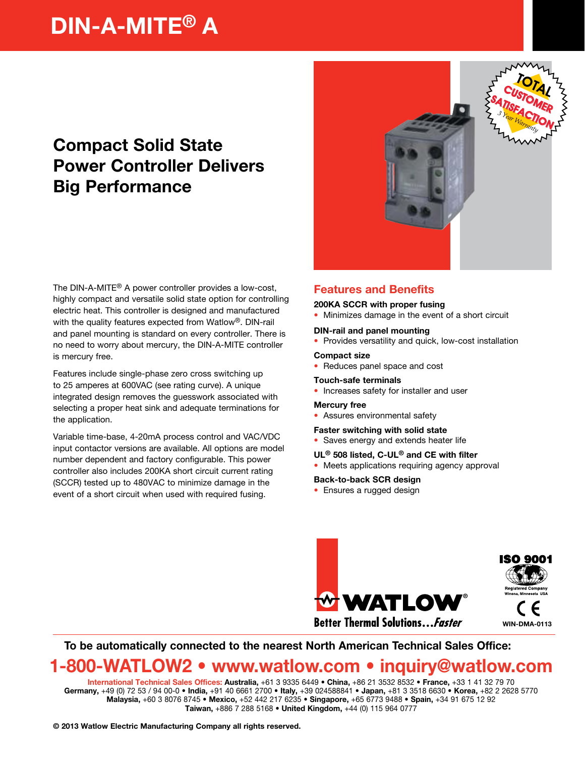# DIN-A-MITE® A

## Compact Solid State Power Controller Delivers Big Performance

The DIN-A-MITE® A power controller provides a low-cost, highly compact and versatile solid state option for controlling electric heat. This controller is designed and manufactured with the quality features expected from Watlow®. DIN-rail and panel mounting is standard on every controller. There is no need to worry about mercury, the DIN-A-MITE controller is mercury free.

Features include single-phase zero cross switching up to 25 amperes at 600VAC (see rating curve). A unique integrated design removes the guesswork associated with selecting a proper heat sink and adequate terminations for the application.

Variable time-base, 4-20mA process control and VAC/VDC input contactor versions are available. All options are model number dependent and factory configurable. This power controller also includes 200KA short circuit current rating (SCCR) tested up to 480VAC to minimize damage in the event of a short circuit when used with required fusing.

TOTAL CUSTOMER SATISFACTION
3 Year Warranty

## Features and Benefits

**200KA SCCR with proper fusing**
- Minimizes damage in the event of a short circuit

**DIN-rail and panel mounting**
- Provides versatility and quick, low-cost installation

**Compact size**
- Reduces panel space and cost

**Touch-safe terminals**
- Increases safety for installer and user

**Mercury free**
- Assures environmental safety

**Faster switching with solid state**
- Saves energy and extends heater life

**UL® 508 listed, C-UL® and CE with filter**
- Meets applications requiring agency approval

**Back-to-back SCR design**
- Ensures a rugged design

WATLOW® Better Thermal Solutions...*Faster*

ISO 9001 Registered Company Winona, Minnesota USA

CE

WIN-DMA-0113

**To be automatically connected to the nearest North American Technical Sales Office:**

**1-800-WATLOW2 • www.watlow.com • inquiry@watlow.com**

**International Technical Sales Offices: Australia,** +61 3 9335 6449 • **China,** +86 21 3532 8532 • **France,** +33 1 41 32 79 70 **Germany,** +49 (0) 72 53 / 94 00-0 • **India,** +91 40 6661 2700 • **Italy,** +39 024588841 • **Japan,** +81 3 3518 6630 • **Korea,** +82 2 2628 5770 **Malaysia,** +60 3 8076 8745 • **Mexico,** +52 442 217 6235 • **Singapore,** +65 6773 9488 • **Spain,** +34 91 675 12 92 **Taiwan,** +886 7 288 5168 • **United Kingdom,** +44 (0) 115 964 0777

**© 2013 Watlow Electric Manufacturing Company all rights reserved.**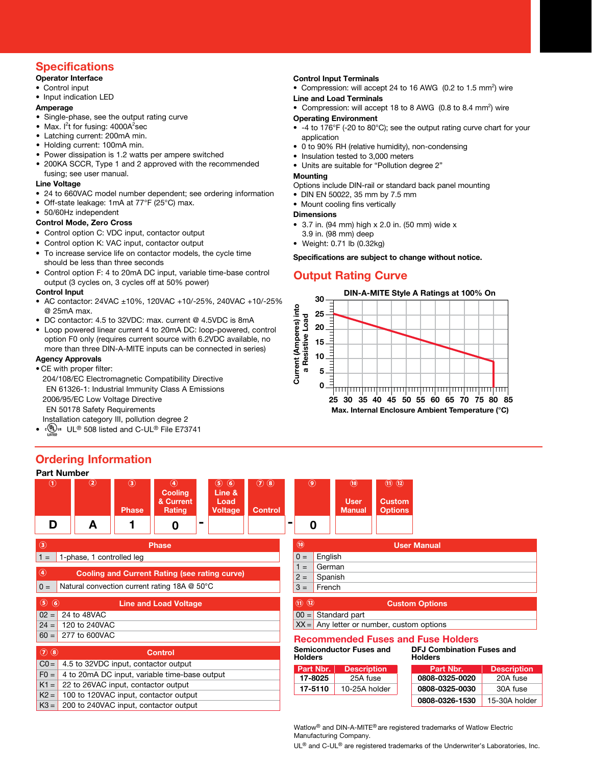## Specifications

**Operator Interface**
- Control input
- Input indication LED

**Amperage**
- Single-phase, see the output rating curve
- Max. $I^2t$ for fusing: $4000A^2sec$
- Latching current: 200mA min.
- Holding current: 100mA min.
- Power dissipation is 1.2 watts per ampere switched
- 200KA SCCR, Type 1 and 2 approved with the recommended fusing; see user manual.

**Line Voltage**
- 24 to 660VAC model number dependent; see ordering information
- Off-state leakage: 1mA at 77°F (25°C) max.
- 50/60Hz independent

**Control Mode, Zero Cross**
- Control option C: VDC input, contactor output
- Control option K: VAC input, contactor output
- To increase service life on contactor models, the cycle time should be less than three seconds
- Control option F: 4 to 20mA DC input, variable time-base control output (3 cycles on, 3 cycles off at 50% power)

**Control Input**
- AC contactor: 24VAC ±10%, 120VAC +10/-25%, 240VAC +10/-25% @ 25mA max.
- DC contactor: 4.5 to 32VDC: max. current @ 4.5VDC is 8mA
- Loop powered linear current 4 to 20mA DC: loop-powered, control option F0 only (requires current source with 6.2VDC available, no more than three DIN-A-MITE inputs can be connected in series)

**Agency Approvals**
- CE with proper filter:
  204/108/EC Electromagnetic Compatibility Directive
    EN 61326-1: Industrial Immunity Class A Emissions
  2006/95/EC Low Voltage Directive
    EN 50178 Safety Requirements
  Installation category III, pollution degree 2
- UL® 508 listed and C-UL® File E73741

**Control Input Terminals**
- Compression: will accept 24 to 16 AWG (0.2 to 1.5 $mm^2$) wire

**Line and Load Terminals**
- Compression: will accept 18 to 8 AWG (0.8 to 8.4 $mm^2$) wire

**Operating Environment**
- -4 to 176°F (-20 to 80°C); see the output rating curve chart for your application
- 0 to 90% RH (relative humidity), non-condensing
- Insulation tested to 3,000 meters
- Units are suitable for "Pollution degree 2"

**Mounting**

Options include DIN-rail or standard back panel mounting
- DIN EN 50022, 35 mm by 7.5 mm
- Mount cooling fins vertically

**Dimensions**
- 3.7 in. (94 mm) high x 2.0 in. (50 mm) wide x 3.9 in. (98 mm) deep
- Weight: 0.71 lb (0.32kg)

**Specifications are subject to change without notice.**

## Output Rating Curve

DIN-A-MITE Style A Ratings at 100% On

Current (Amperes) into a Resistive Load

30
25
20
15
10
5
0

25 30 35 40 45 50 55 60 65 70 75 80 85

Max. Internal Enclosure Ambient Temperature (°C)

## Ordering Information

**Part Number**

| ① | ② | ③ Phase | ④ Cooling & Current Rating | | ⑤ ⑥ Line & Load Voltage | ⑦ ⑧ Control | | ⑨ | ⑩ User Manual | ⑪ ⑫ Custom Options |
|---|---|---|---|---|---|---|---|---|---|---|
| D | A | 1 | 0 | - | | | - | 0 | | |

| ③ | Phase |
|---|---|
| 1 = | 1-phase, 1 controlled leg |

| ④ | Cooling and Current Rating (see rating curve) |
|---|---|
| 0 = | Natural convection current rating 18A @ 50°C |

| ⑤ ⑥ | Line and Load Voltage |
|---|---|
| 02 = | 24 to 48VAC |
| 24 = | 120 to 240VAC |
| 60 = | 277 to 600VAC |

| ⑦ ⑧ | Control |
|---|---|
| C0 = | 4.5 to 32VDC input, contactor output |
| F0 = | 4 to 20mA DC input, variable time-base output |
| K1 = | 22 to 26VAC input, contactor output |
| K2 = | 100 to 120VAC input, contactor output |
| K3 = | 200 to 240VAC input, contactor output |

| ⑩ | User Manual |
|---|---|
| 0 = | English |
| 1 = | German |
| 2 = | Spanish |
| 3 = | French |

| ⑪ ⑫ | Custom Options |
|---|---|
| 00 = | Standard part |
| XX = | Any letter or number, custom options |

## Recommended Fuses and Fuse Holders

**Semiconductor Fuses and Holders**

| Part Nbr. | Description |
|---|---|
| 17-8025 | 25A fuse |
| 17-5110 | 10-25A holder |

**DFJ Combination Fuses and Holders**

| Part Nbr. | Description |
|---|---|
| 0808-0325-0020 | 20A fuse |
| 0808-0325-0030 | 30A fuse |
| 0808-0326-1530 | 15-30A holder |

Watlow® and DIN-A-MITE® are registered trademarks of Watlow Electric Manufacturing Company.

UL® and C-UL® are registered trademarks of the Underwriter's Laboratories, Inc.